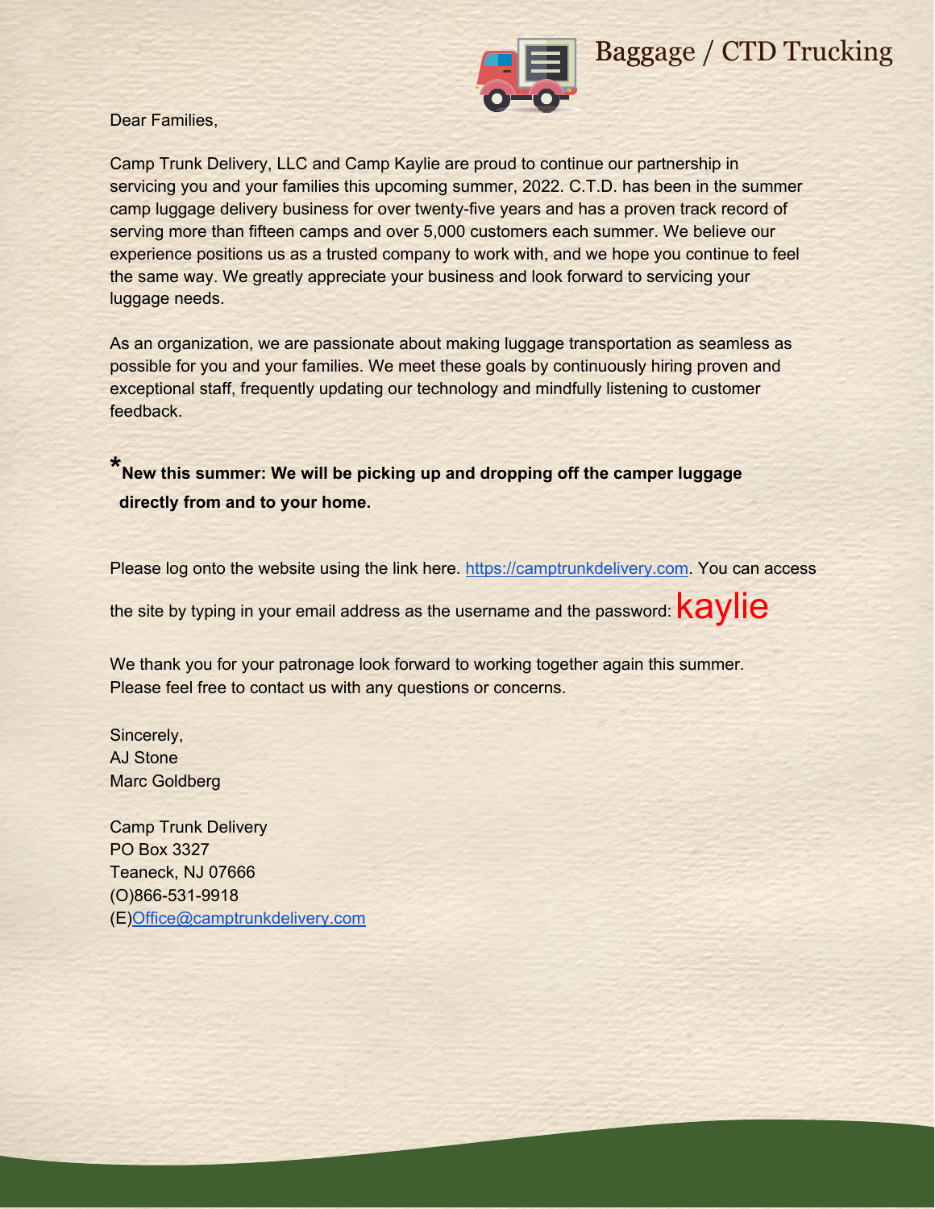# Baggage / CTD Trucking

Dear Families,

Camp Trunk Delivery, LLC and Camp Kaylie are proud to continue our partnership in servicing you and your families this upcoming summer, 2022. C.T.D. has been in the summer camp luggage delivery business for over twenty-five years and has a proven track record of serving more than fifteen camps and over 5,000 customers each summer. We believe our experience positions us as a trusted company to work with, and we hope you continue to feel the same way. We greatly appreciate your business and look forward to servicing your luggage needs.

As an organization, we are passionate about making luggage transportation as seamless as possible for you and your families. We meet these goals by continuously hiring proven and exceptional staff, frequently updating our technology and mindfully listening to customer feedback.

***New this summer: We will be picking up and dropping off the camper luggage directly from and to your home.**

Please log onto the website using the link here. [https://camptrunkdelivery.com](https://camptrunkdelivery.com). You can access the site by typing in your email address as the username and the password: kaylie

We thank you for your patronage look forward to working together again this summer. Please feel free to contact us with any questions or concerns.

Sincerely,
AJ Stone
Marc Goldberg

Camp Trunk Delivery
PO Box 3327
Teaneck, NJ 07666
(O)866-531-9918
(E)[Office@camptrunkdelivery.com](mailto:Office@camptrunkdelivery.com)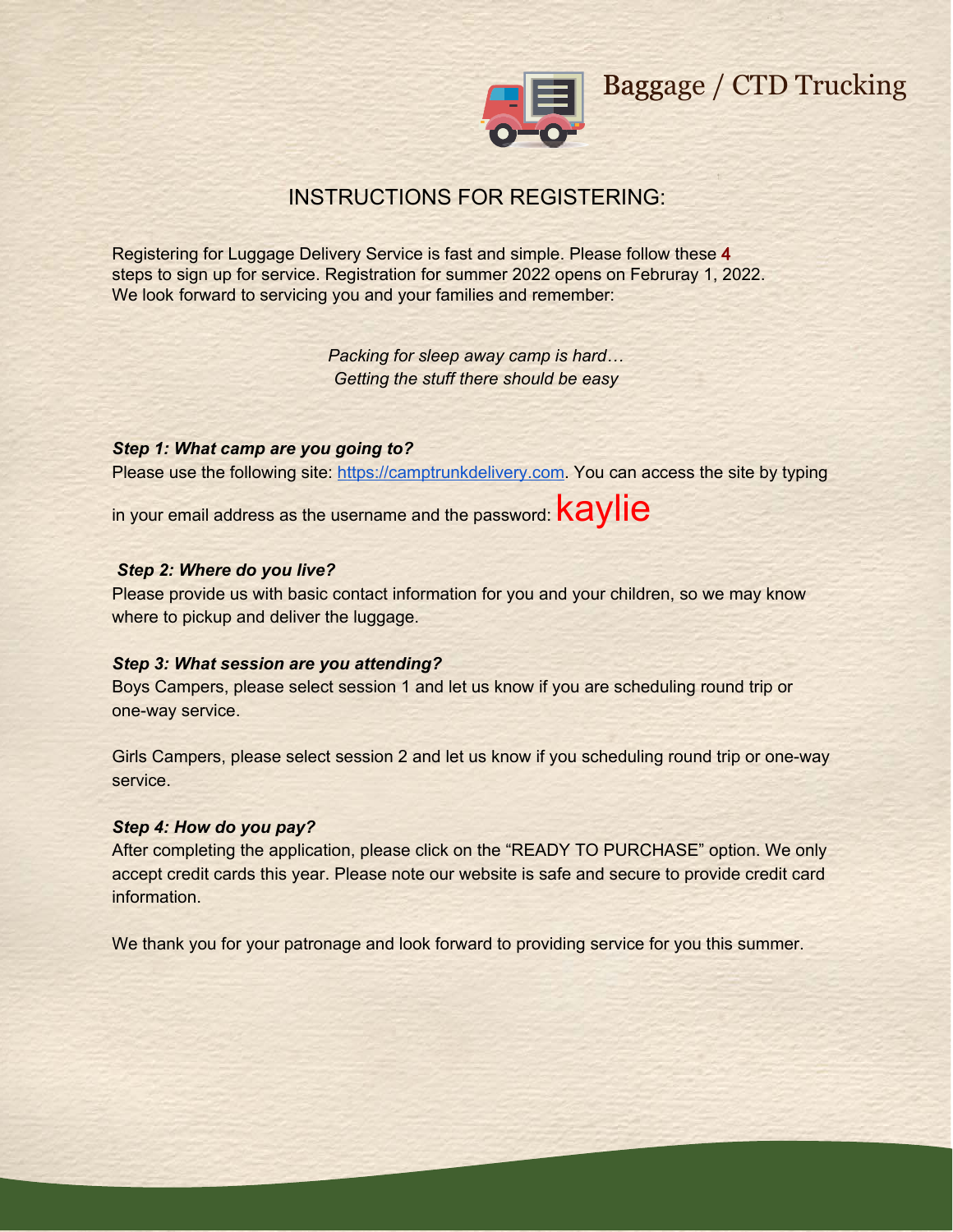# Baggage / CTD Trucking

## INSTRUCTIONS FOR REGISTERING:

Registering for Luggage Delivery Service is fast and simple. Please follow these 4 steps to sign up for service. Registration for summer 2022 opens on Februray 1, 2022. We look forward to servicing you and your families and remember:

*Packing for sleep away camp is hard…*
*Getting the stuff there should be easy*

***Step 1: What camp are you going to?***

Please use the following site: https://camptrunkdelivery.com. You can access the site by typing in your email address as the username and the password: kaylie

***Step 2: Where do you live?***

Please provide us with basic contact information for you and your children, so we may know where to pickup and deliver the luggage.

***Step 3: What session are you attending?***

Boys Campers, please select session 1 and let us know if you are scheduling round trip or one-way service.

Girls Campers, please select session 2 and let us know if you scheduling round trip or one-way service.

***Step 4: How do you pay?***

After completing the application, please click on the "READY TO PURCHASE" option. We only accept credit cards this year. Please note our website is safe and secure to provide credit card information.

We thank you for your patronage and look forward to providing service for you this summer.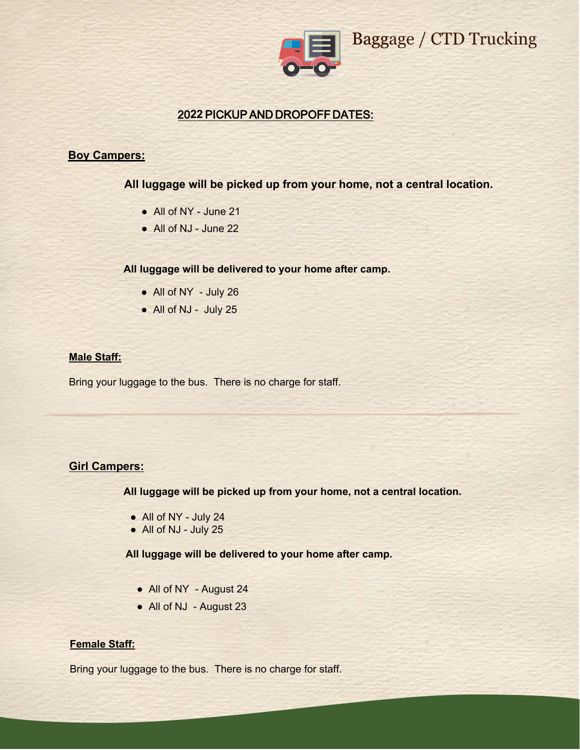# Baggage / CTD Trucking

## 2022 PICKUP AND DROPOFF DATES:

### Boy Campers:

**All luggage will be picked up from your home, not a central location.**

- All of NY - June 21
- All of NJ - June 22

**All luggage will be delivered to your home after camp.**

- All of NY - July 26
- All of NJ - July 25

### Male Staff:

Bring your luggage to the bus. There is no charge for staff.

---

### Girl Campers:

**All luggage will be picked up from your home, not a central location.**

- All of NY - July 24
- All of NJ - July 25

**All luggage will be delivered to your home after camp.**

- All of NY - August 24
- All of NJ - August 23

### Female Staff:

Bring your luggage to the bus. There is no charge for staff.